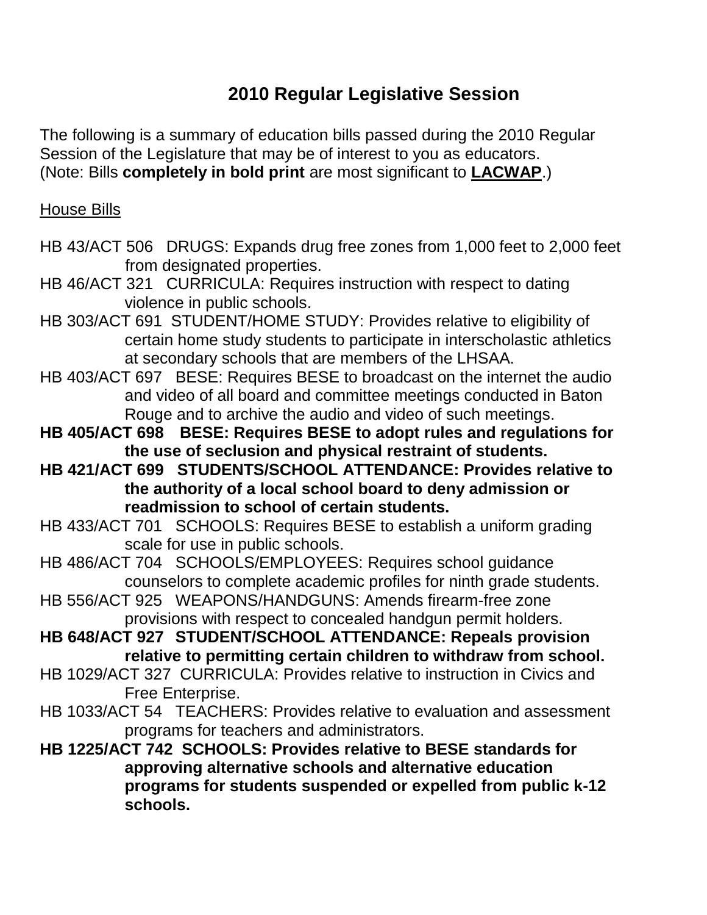# 2010 Regular Legislative Session

The following is a summary of education bills passed during the 2010 Regular Session of the Legislature that may be of interest to you as educators. (Note: Bills **completely in bold print** are most significant to **<u>LACWAP</u>**.)

<u>House Bills</u>

HB 43/ACT 506 DRUGS: Expands drug free zones from 1,000 feet to 2,000 feet from designated properties.

HB 46/ACT 321 CURRICULA: Requires instruction with respect to dating violence in public schools.

HB 303/ACT 691 STUDENT/HOME STUDY: Provides relative to eligibility of certain home study students to participate in interscholastic athletics at secondary schools that are members of the LHSAA.

HB 403/ACT 697 BESE: Requires BESE to broadcast on the internet the audio and video of all board and committee meetings conducted in Baton Rouge and to archive the audio and video of such meetings.

**HB 405/ACT 698 BESE: Requires BESE to adopt rules and regulations for the use of seclusion and physical restraint of students.**

**HB 421/ACT 699 STUDENTS/SCHOOL ATTENDANCE: Provides relative to the authority of a local school board to deny admission or readmission to school of certain students.**

HB 433/ACT 701 SCHOOLS: Requires BESE to establish a uniform grading scale for use in public schools.

HB 486/ACT 704 SCHOOLS/EMPLOYEES: Requires school guidance counselors to complete academic profiles for ninth grade students.

HB 556/ACT 925 WEAPONS/HANDGUNS: Amends firearm-free zone provisions with respect to concealed handgun permit holders.

**HB 648/ACT 927 STUDENT/SCHOOL ATTENDANCE: Repeals provision relative to permitting certain children to withdraw from school.**

HB 1029/ACT 327 CURRICULA: Provides relative to instruction in Civics and Free Enterprise.

HB 1033/ACT 54 TEACHERS: Provides relative to evaluation and assessment programs for teachers and administrators.

**HB 1225/ACT 742 SCHOOLS: Provides relative to BESE standards for approving alternative schools and alternative education programs for students suspended or expelled from public k-12 schools.**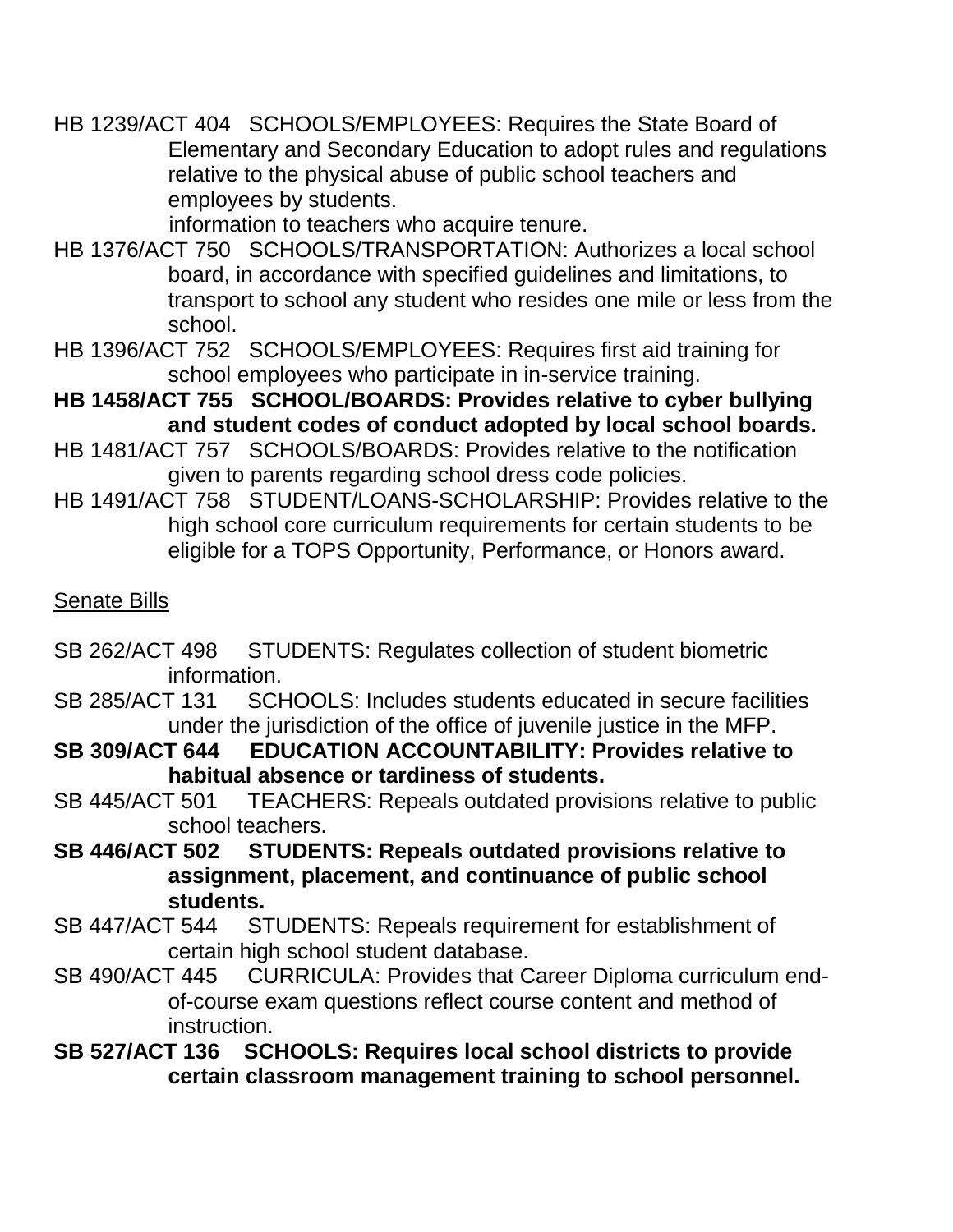HB 1239/ACT 404 SCHOOLS/EMPLOYEES: Requires the State Board of Elementary and Secondary Education to adopt rules and regulations relative to the physical abuse of public school teachers and employees by students.

information to teachers who acquire tenure.

HB 1376/ACT 750 SCHOOLS/TRANSPORTATION: Authorizes a local school board, in accordance with specified guidelines and limitations, to transport to school any student who resides one mile or less from the school.

HB 1396/ACT 752 SCHOOLS/EMPLOYEES: Requires first aid training for school employees who participate in in-service training.

**HB 1458/ACT 755 SCHOOL/BOARDS: Provides relative to cyber bullying and student codes of conduct adopted by local school boards.**

HB 1481/ACT 757 SCHOOLS/BOARDS: Provides relative to the notification given to parents regarding school dress code policies.

HB 1491/ACT 758 STUDENT/LOANS-SCHOLARSHIP: Provides relative to the high school core curriculum requirements for certain students to be eligible for a TOPS Opportunity, Performance, or Honors award.

<u>Senate Bills</u>

SB 262/ACT 498 STUDENTS: Regulates collection of student biometric information.

SB 285/ACT 131 SCHOOLS: Includes students educated in secure facilities under the jurisdiction of the office of juvenile justice in the MFP.

**SB 309/ACT 644 EDUCATION ACCOUNTABILITY: Provides relative to habitual absence or tardiness of students.**

SB 445/ACT 501 TEACHERS: Repeals outdated provisions relative to public school teachers.

**SB 446/ACT 502 STUDENTS: Repeals outdated provisions relative to assignment, placement, and continuance of public school students.**

SB 447/ACT 544 STUDENTS: Repeals requirement for establishment of certain high school student database.

SB 490/ACT 445 CURRICULA: Provides that Career Diploma curriculum end-of-course exam questions reflect course content and method of instruction.

**SB 527/ACT 136 SCHOOLS: Requires local school districts to provide certain classroom management training to school personnel.**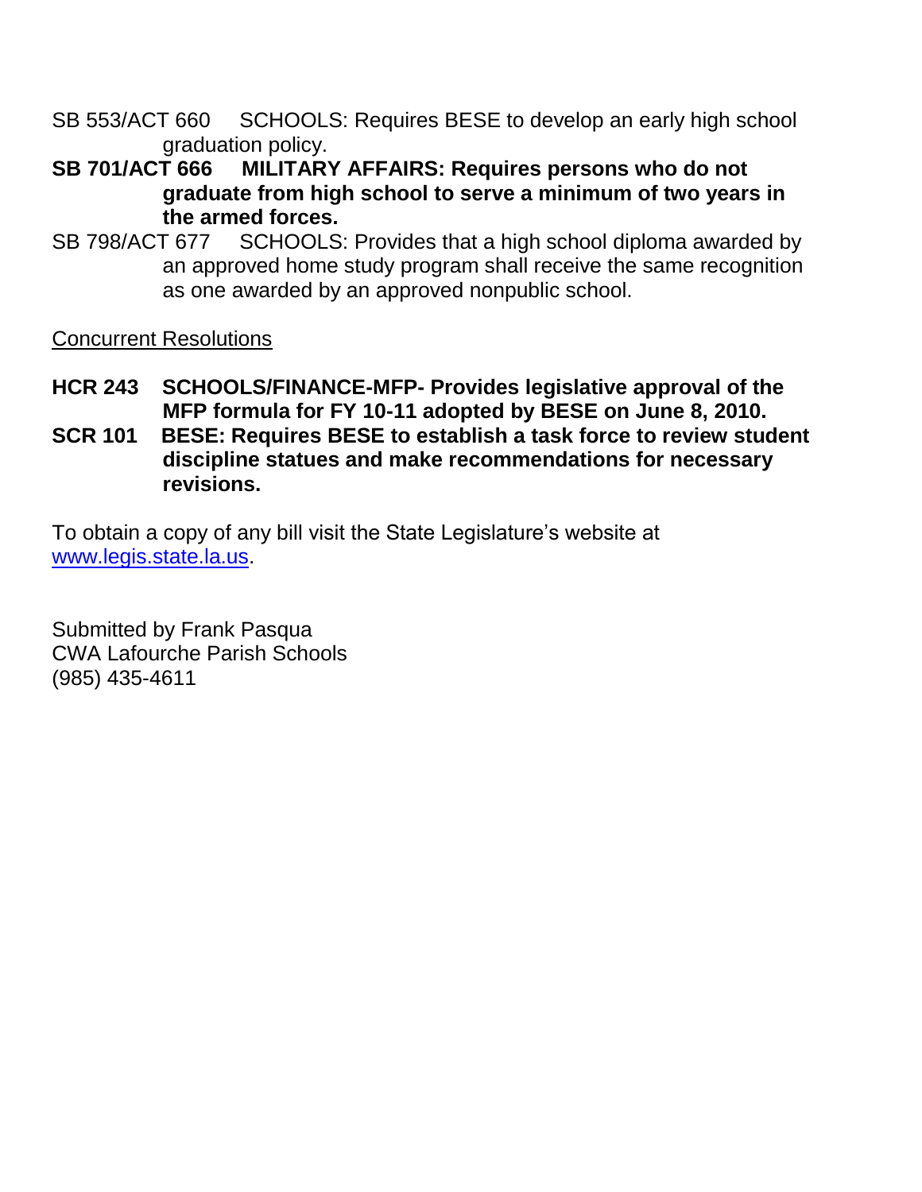SB 553/ACT 660 SCHOOLS: Requires BESE to develop an early high school graduation policy.

**SB 701/ACT 666 MILITARY AFFAIRS: Requires persons who do not graduate from high school to serve a minimum of two years in the armed forces.**

SB 798/ACT 677 SCHOOLS: Provides that a high school diploma awarded by an approved home study program shall receive the same recognition as one awarded by an approved nonpublic school.

Concurrent Resolutions

**HCR 243 SCHOOLS/FINANCE-MFP- Provides legislative approval of the MFP formula for FY 10-11 adopted by BESE on June 8, 2010.**

**SCR 101 BESE: Requires BESE to establish a task force to review student discipline statues and make recommendations for necessary revisions.**

To obtain a copy of any bill visit the State Legislature's website at [www.legis.state.la.us](http://www.legis.state.la.us).

Submitted by Frank Pasqua  
CWA Lafourche Parish Schools  
(985) 435-4611